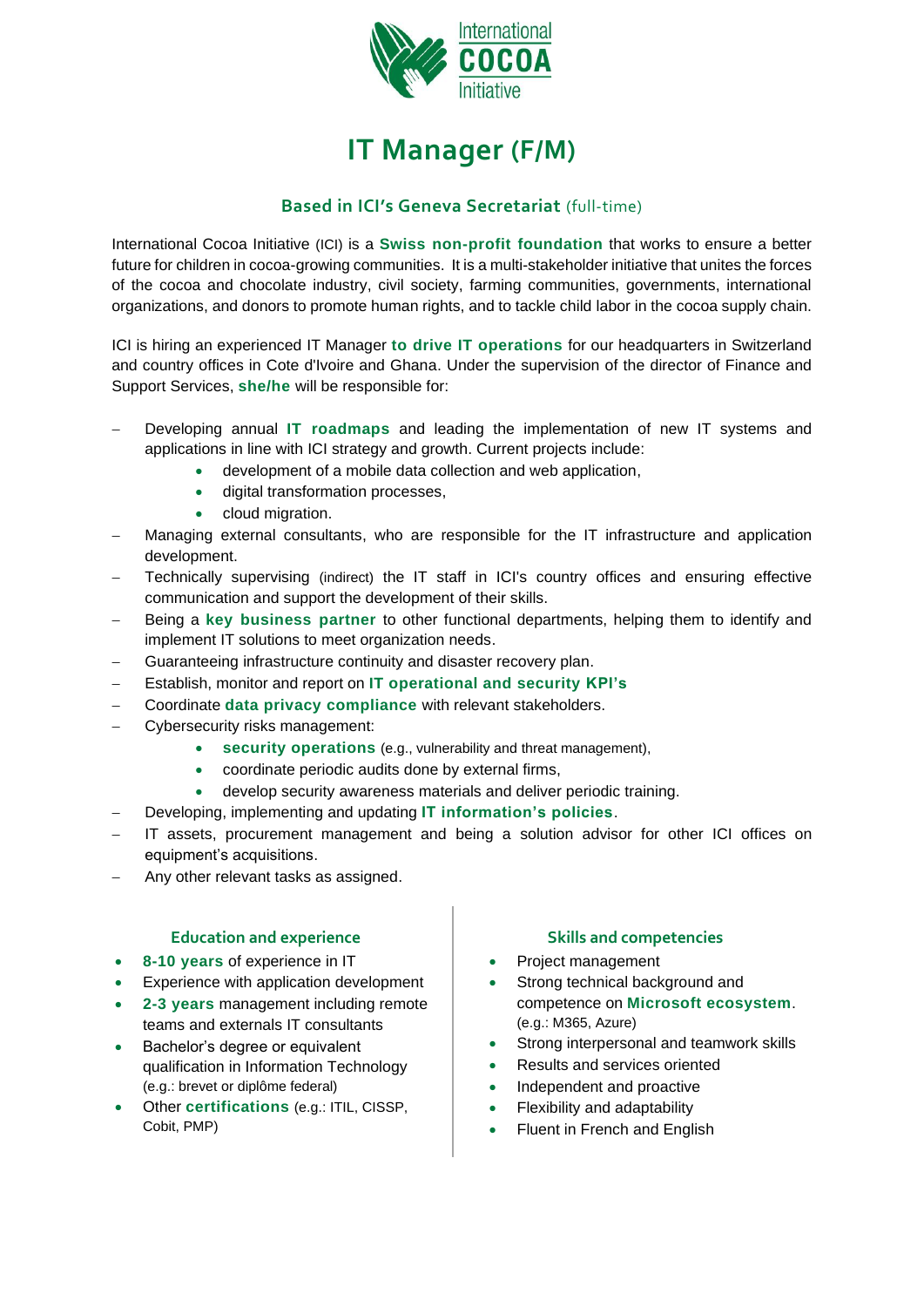International COCOA Initiative

# IT Manager (F/M)

### Based in ICI's Geneva Secretariat (full-time)

International Cocoa Initiative (ICI) is a **Swiss non-profit foundation** that works to ensure a better future for children in cocoa-growing communities. It is a multi-stakeholder initiative that unites the forces of the cocoa and chocolate industry, civil society, farming communities, governments, international organizations, and donors to promote human rights, and to tackle child labor in the cocoa supply chain.

ICI is hiring an experienced IT Manager **to drive IT operations** for our headquarters in Switzerland and country offices in Cote d'Ivoire and Ghana. Under the supervision of the director of Finance and Support Services, **she/he** will be responsible for:

- Developing annual **IT roadmaps** and leading the implementation of new IT systems and applications in line with ICI strategy and growth. Current projects include:
  - development of a mobile data collection and web application,
  - digital transformation processes,
  - cloud migration.
- Managing external consultants, who are responsible for the IT infrastructure and application development.
- Technically supervising (indirect) the IT staff in ICI's country offices and ensuring effective communication and support the development of their skills.
- Being a **key business partner** to other functional departments, helping them to identify and implement IT solutions to meet organization needs.
- Guaranteeing infrastructure continuity and disaster recovery plan.
- Establish, monitor and report on **IT operational and security KPI's**
- Coordinate **data privacy compliance** with relevant stakeholders.
- Cybersecurity risks management:
  - **security operations** (e.g., vulnerability and threat management),
  - coordinate periodic audits done by external firms,
  - develop security awareness materials and deliver periodic training.
- Developing, implementing and updating **IT information's policies**.
- IT assets, procurement management and being a solution advisor for other ICI offices on equipment's acquisitions.
- Any other relevant tasks as assigned.

### Education and experience

- **8-10 years** of experience in IT
- Experience with application development
- **2-3 years** management including remote teams and externals IT consultants
- Bachelor's degree or equivalent qualification in Information Technology (e.g.: brevet or diplôme federal)
- Other **certifications** (e.g.: ITIL, CISSP, Cobit, PMP)

### Skills and competencies

- Project management
- Strong technical background and competence on **Microsoft ecosystem**. (e.g.: M365, Azure)
- Strong interpersonal and teamwork skills
- Results and services oriented
- Independent and proactive
- Flexibility and adaptability
- Fluent in French and English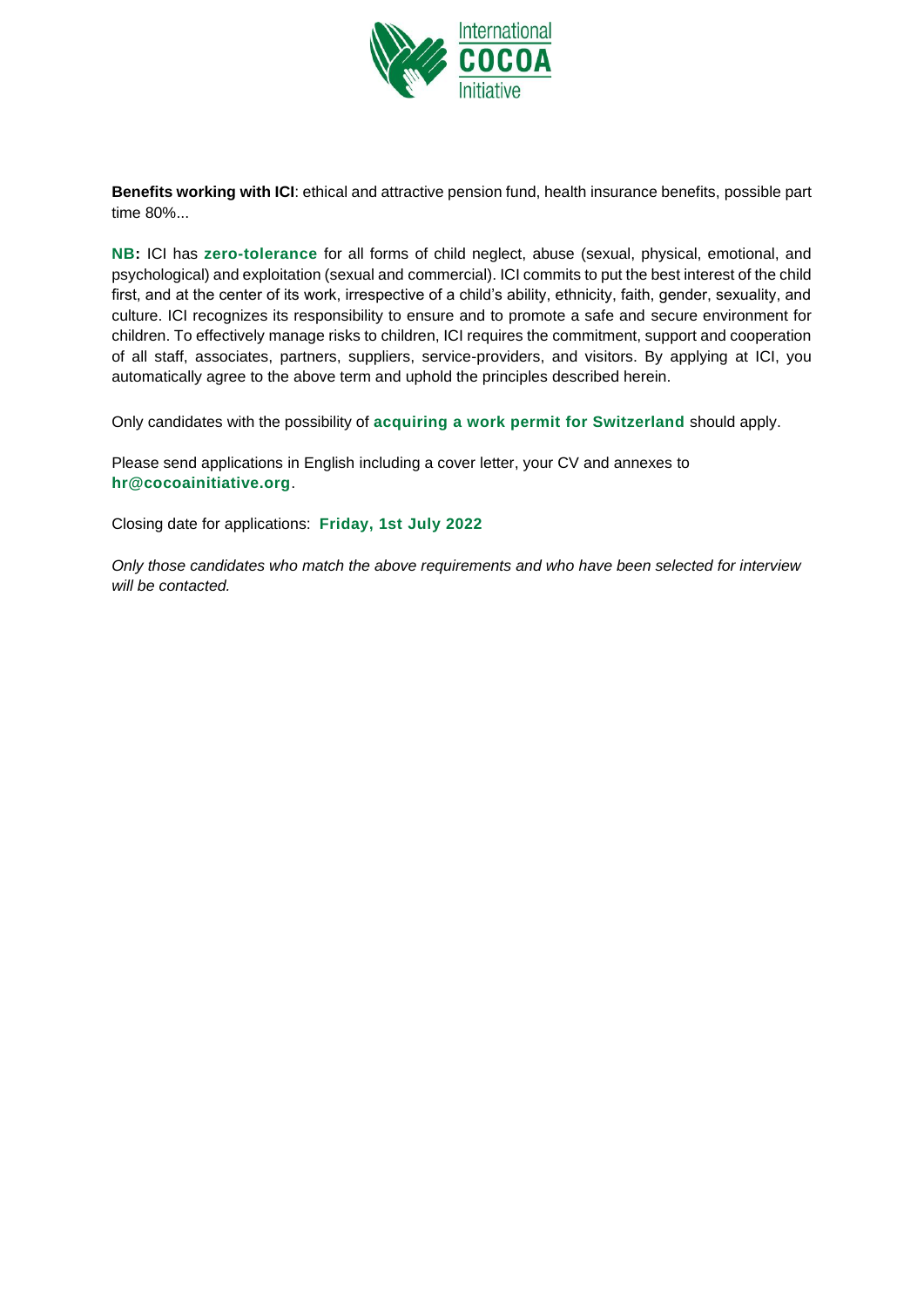**Benefits working with ICI**: ethical and attractive pension fund, health insurance benefits, possible part time 80%...

**NB:** ICI has **zero-tolerance** for all forms of child neglect, abuse (sexual, physical, emotional, and psychological) and exploitation (sexual and commercial). ICI commits to put the best interest of the child first, and at the center of its work, irrespective of a child's ability, ethnicity, faith, gender, sexuality, and culture. ICI recognizes its responsibility to ensure and to promote a safe and secure environment for children. To effectively manage risks to children, ICI requires the commitment, support and cooperation of all staff, associates, partners, suppliers, service-providers, and visitors. By applying at ICI, you automatically agree to the above term and uphold the principles described herein.

Only candidates with the possibility of **acquiring a work permit for Switzerland** should apply.

Please send applications in English including a cover letter, your CV and annexes to **hr@cocoainitiative.org**.

Closing date for applications: **Friday, 1st July 2022**

*Only those candidates who match the above requirements and who have been selected for interview will be contacted.*